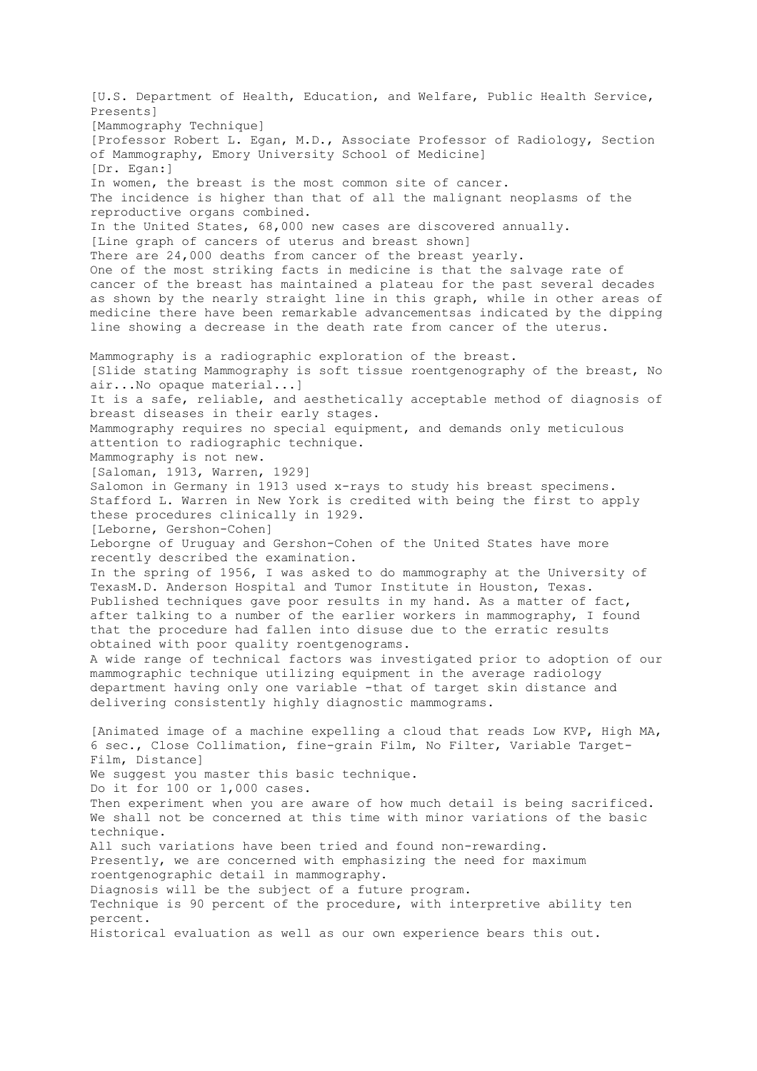[U.S. Department of Health, Education, and Welfare, Public Health Service, Presents]
[Mammography Technique]
[Professor Robert L. Egan, M.D., Associate Professor of Radiology, Section of Mammography, Emory University School of Medicine]
[Dr. Egan:]
In women, the breast is the most common site of cancer.
The incidence is higher than that of all the malignant neoplasms of the reproductive organs combined.
In the United States, 68,000 new cases are discovered annually.
[Line graph of cancers of uterus and breast shown]
There are 24,000 deaths from cancer of the breast yearly.
One of the most striking facts in medicine is that the salvage rate of cancer of the breast has maintained a plateau for the past several decades as shown by the nearly straight line in this graph, while in other areas of medicine there have been remarkable advancementsas indicated by the dipping line showing a decrease in the death rate from cancer of the uterus.

Mammography is a radiographic exploration of the breast.
[Slide stating Mammography is soft tissue roentgenography of the breast, No air...No opaque material...]
It is a safe, reliable, and aesthetically acceptable method of diagnosis of breast diseases in their early stages.
Mammography requires no special equipment, and demands only meticulous attention to radiographic technique.
Mammography is not new.
[Saloman, 1913, Warren, 1929]
Salomon in Germany in 1913 used x-rays to study his breast specimens.
Stafford L. Warren in New York is credited with being the first to apply these procedures clinically in 1929.
[Leborne, Gershon-Cohen]
Leborgne of Uruguay and Gershon-Cohen of the United States have more recently described the examination.
In the spring of 1956, I was asked to do mammography at the University of TexasM.D. Anderson Hospital and Tumor Institute in Houston, Texas.
Published techniques gave poor results in my hand. As a matter of fact, after talking to a number of the earlier workers in mammography, I found that the procedure had fallen into disuse due to the erratic results obtained with poor quality roentgenograms.
A wide range of technical factors was investigated prior to adoption of our mammographic technique utilizing equipment in the average radiology department having only one variable -that of target skin distance and delivering consistently highly diagnostic mammograms.

[Animated image of a machine expelling a cloud that reads Low KVP, High MA, 6 sec., Close Collimation, fine-grain Film, No Filter, Variable Target-Film, Distance]
We suggest you master this basic technique.
Do it for 100 or 1,000 cases.
Then experiment when you are aware of how much detail is being sacrificed.
We shall not be concerned at this time with minor variations of the basic technique.
All such variations have been tried and found non-rewarding.
Presently, we are concerned with emphasizing the need for maximum roentgenographic detail in mammography.
Diagnosis will be the subject of a future program.
Technique is 90 percent of the procedure, with interpretive ability ten percent.
Historical evaluation as well as our own experience bears this out.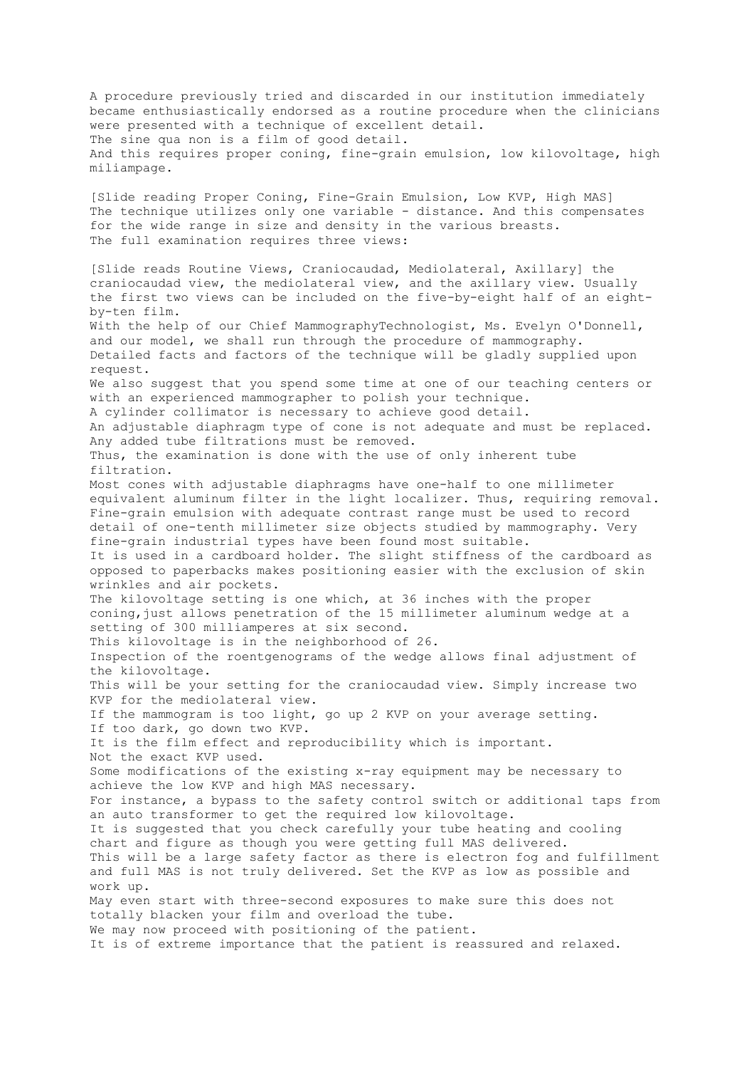A procedure previously tried and discarded in our institution immediately became enthusiastically endorsed as a routine procedure when the clinicians were presented with a technique of excellent detail.
The sine qua non is a film of good detail.
And this requires proper coning, fine-grain emulsion, low kilovoltage, high miliampage.

[Slide reading Proper Coning, Fine-Grain Emulsion, Low KVP, High MAS]
The technique utilizes only one variable - distance. And this compensates for the wide range in size and density in the various breasts.
The full examination requires three views:

[Slide reads Routine Views, Craniocaudad, Mediolateral, Axillary] the craniocaudad view, the mediolateral view, and the axillary view. Usually the first two views can be included on the five-by-eight half of an eight-by-ten film.
With the help of our Chief MammographyTechnologist, Ms. Evelyn O'Donnell, and our model, we shall run through the procedure of mammography.
Detailed facts and factors of the technique will be gladly supplied upon request.
We also suggest that you spend some time at one of our teaching centers or with an experienced mammographer to polish your technique.
A cylinder collimator is necessary to achieve good detail.
An adjustable diaphragm type of cone is not adequate and must be replaced.
Any added tube filtrations must be removed.
Thus, the examination is done with the use of only inherent tube filtration.
Most cones with adjustable diaphragms have one-half to one millimeter equivalent aluminum filter in the light localizer. Thus, requiring removal.
Fine-grain emulsion with adequate contrast range must be used to record detail of one-tenth millimeter size objects studied by mammography. Very fine-grain industrial types have been found most suitable.
It is used in a cardboard holder. The slight stiffness of the cardboard as opposed to paperbacks makes positioning easier with the exclusion of skin wrinkles and air pockets.
The kilovoltage setting is one which, at 36 inches with the proper coning,just allows penetration of the 15 millimeter aluminum wedge at a setting of 300 milliamperes at six second.
This kilovoltage is in the neighborhood of 26.
Inspection of the roentgenograms of the wedge allows final adjustment of the kilovoltage.
This will be your setting for the craniocaudad view. Simply increase two KVP for the mediolateral view.
If the mammogram is too light, go up 2 KVP on your average setting.
If too dark, go down two KVP.
It is the film effect and reproducibility which is important.
Not the exact KVP used.
Some modifications of the existing x-ray equipment may be necessary to achieve the low KVP and high MAS necessary.
For instance, a bypass to the safety control switch or additional taps from an auto transformer to get the required low kilovoltage.
It is suggested that you check carefully your tube heating and cooling chart and figure as though you were getting full MAS delivered.
This will be a large safety factor as there is electron fog and fulfillment and full MAS is not truly delivered. Set the KVP as low as possible and work up.
May even start with three-second exposures to make sure this does not totally blacken your film and overload the tube.
We may now proceed with positioning of the patient.
It is of extreme importance that the patient is reassured and relaxed.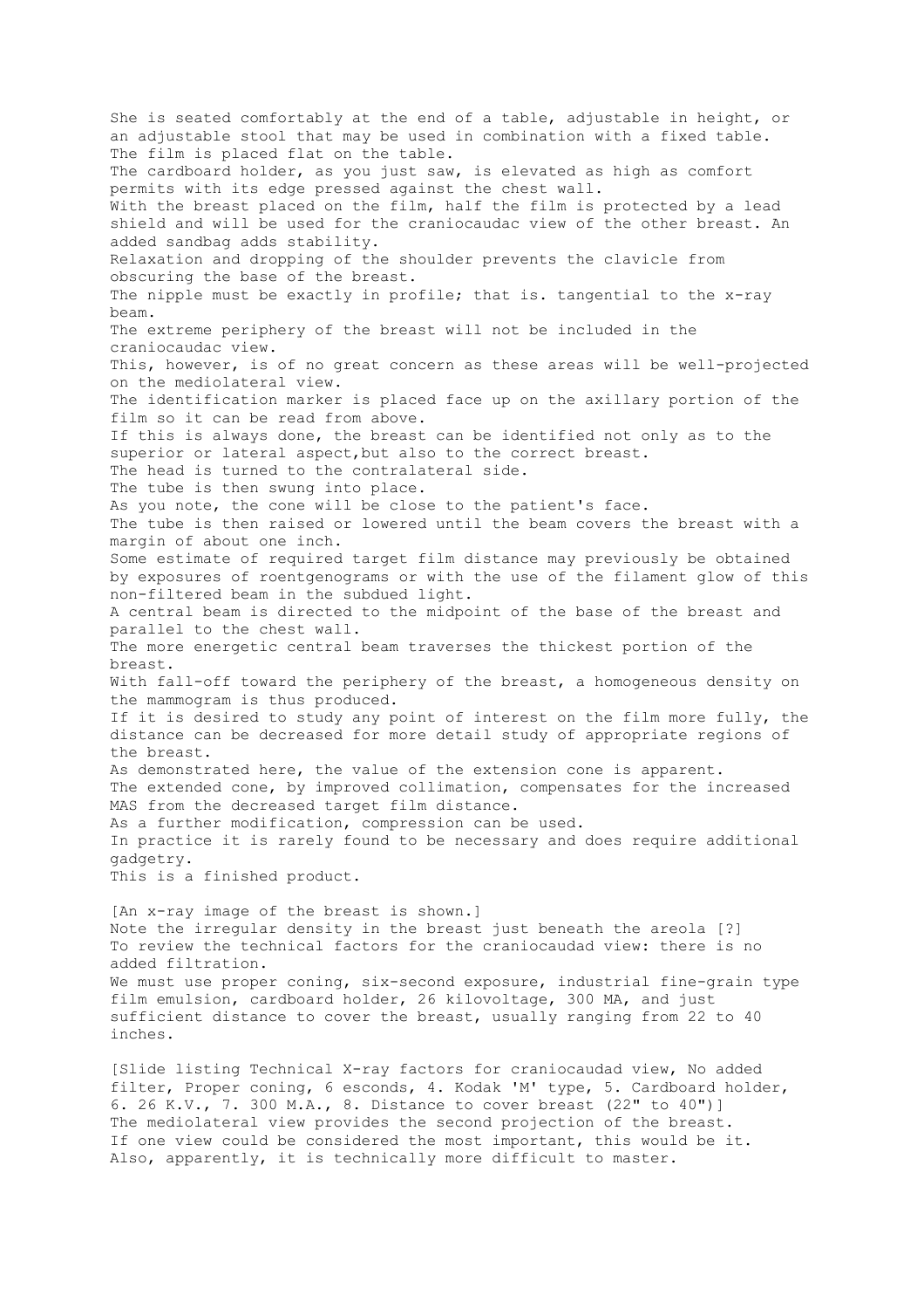She is seated comfortably at the end of a table, adjustable in height, or an adjustable stool that may be used in combination with a fixed table.
The film is placed flat on the table.
The cardboard holder, as you just saw, is elevated as high as comfort permits with its edge pressed against the chest wall.
With the breast placed on the film, half the film is protected by a lead shield and will be used for the craniocaudac view of the other breast. An added sandbag adds stability.
Relaxation and dropping of the shoulder prevents the clavicle from obscuring the base of the breast.
The nipple must be exactly in profile; that is. tangential to the x-ray beam.
The extreme periphery of the breast will not be included in the craniocaudac view.
This, however, is of no great concern as these areas will be well-projected on the mediolateral view.
The identification marker is placed face up on the axillary portion of the film so it can be read from above.
If this is always done, the breast can be identified not only as to the superior or lateral aspect,but also to the correct breast.
The head is turned to the contralateral side.
The tube is then swung into place.
As you note, the cone will be close to the patient's face.
The tube is then raised or lowered until the beam covers the breast with a margin of about one inch.
Some estimate of required target film distance may previously be obtained by exposures of roentgenograms or with the use of the filament glow of this non-filtered beam in the subdued light.
A central beam is directed to the midpoint of the base of the breast and parallel to the chest wall.
The more energetic central beam traverses the thickest portion of the breast.
With fall-off toward the periphery of the breast, a homogeneous density on the mammogram is thus produced.
If it is desired to study any point of interest on the film more fully, the distance can be decreased for more detail study of appropriate regions of the breast.
As demonstrated here, the value of the extension cone is apparent.
The extended cone, by improved collimation, compensates for the increased MAS from the decreased target film distance.
As a further modification, compression can be used.
In practice it is rarely found to be necessary and does require additional gadgetry.
This is a finished product.

[An x-ray image of the breast is shown.]
Note the irregular density in the breast just beneath the areola [?]
To review the technical factors for the craniocaudad view: there is no added filtration.
We must use proper coning, six-second exposure, industrial fine-grain type film emulsion, cardboard holder, 26 kilovoltage, 300 MA, and just sufficient distance to cover the breast, usually ranging from 22 to 40 inches.

[Slide listing Technical X-ray factors for craniocaudad view, No added filter, Proper coning, 6 esconds, 4. Kodak 'M' type, 5. Cardboard holder, 6. 26 K.V., 7. 300 M.A., 8. Distance to cover breast (22" to 40")]
The mediolateral view provides the second projection of the breast.
If one view could be considered the most important, this would be it.
Also, apparently, it is technically more difficult to master.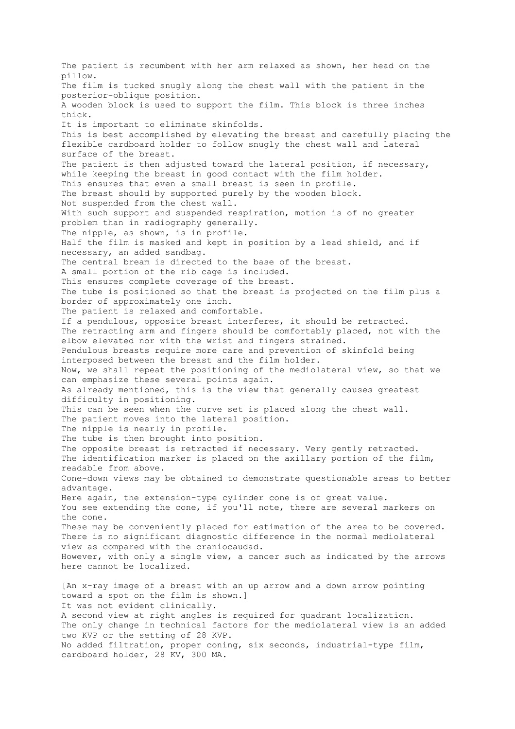The patient is recumbent with her arm relaxed as shown, her head on the pillow.
The film is tucked snugly along the chest wall with the patient in the posterior-oblique position.
A wooden block is used to support the film. This block is three inches thick.
It is important to eliminate skinfolds.
This is best accomplished by elevating the breast and carefully placing the flexible cardboard holder to follow snugly the chest wall and lateral surface of the breast.
The patient is then adjusted toward the lateral position, if necessary, while keeping the breast in good contact with the film holder.
This ensures that even a small breast is seen in profile.
The breast should by supported purely by the wooden block.
Not suspended from the chest wall.
With such support and suspended respiration, motion is of no greater problem than in radiography generally.
The nipple, as shown, is in profile.
Half the film is masked and kept in position by a lead shield, and if necessary, an added sandbag.
The central bream is directed to the base of the breast.
A small portion of the rib cage is included.
This ensures complete coverage of the breast.
The tube is positioned so that the breast is projected on the film plus a border of approximately one inch.
The patient is relaxed and comfortable.
If a pendulous, opposite breast interferes, it should be retracted.
The retracting arm and fingers should be comfortably placed, not with the elbow elevated nor with the wrist and fingers strained.
Pendulous breasts require more care and prevention of skinfold being interposed between the breast and the film holder.
Now, we shall repeat the positioning of the mediolateral view, so that we can emphasize these several points again.
As already mentioned, this is the view that generally causes greatest difficulty in positioning.
This can be seen when the curve set is placed along the chest wall.
The patient moves into the lateral position.
The nipple is nearly in profile.
The tube is then brought into position.
The opposite breast is retracted if necessary. Very gently retracted.
The identification marker is placed on the axillary portion of the film, readable from above.
Cone-down views may be obtained to demonstrate questionable areas to better advantage.
Here again, the extension-type cylinder cone is of great value.
You see extending the cone, if you'll note, there are several markers on the cone.
These may be conveniently placed for estimation of the area to be covered.
There is no significant diagnostic difference in the normal mediolateral view as compared with the craniocaudad.
However, with only a single view, a cancer such as indicated by the arrows here cannot be localized.

[An x-ray image of a breast with an up arrow and a down arrow pointing toward a spot on the film is shown.]
It was not evident clinically.
A second view at right angles is required for quadrant localization.
The only change in technical factors for the mediolateral view is an added two KVP or the setting of 28 KVP.
No added filtration, proper coning, six seconds, industrial-type film, cardboard holder, 28 KV, 300 MA.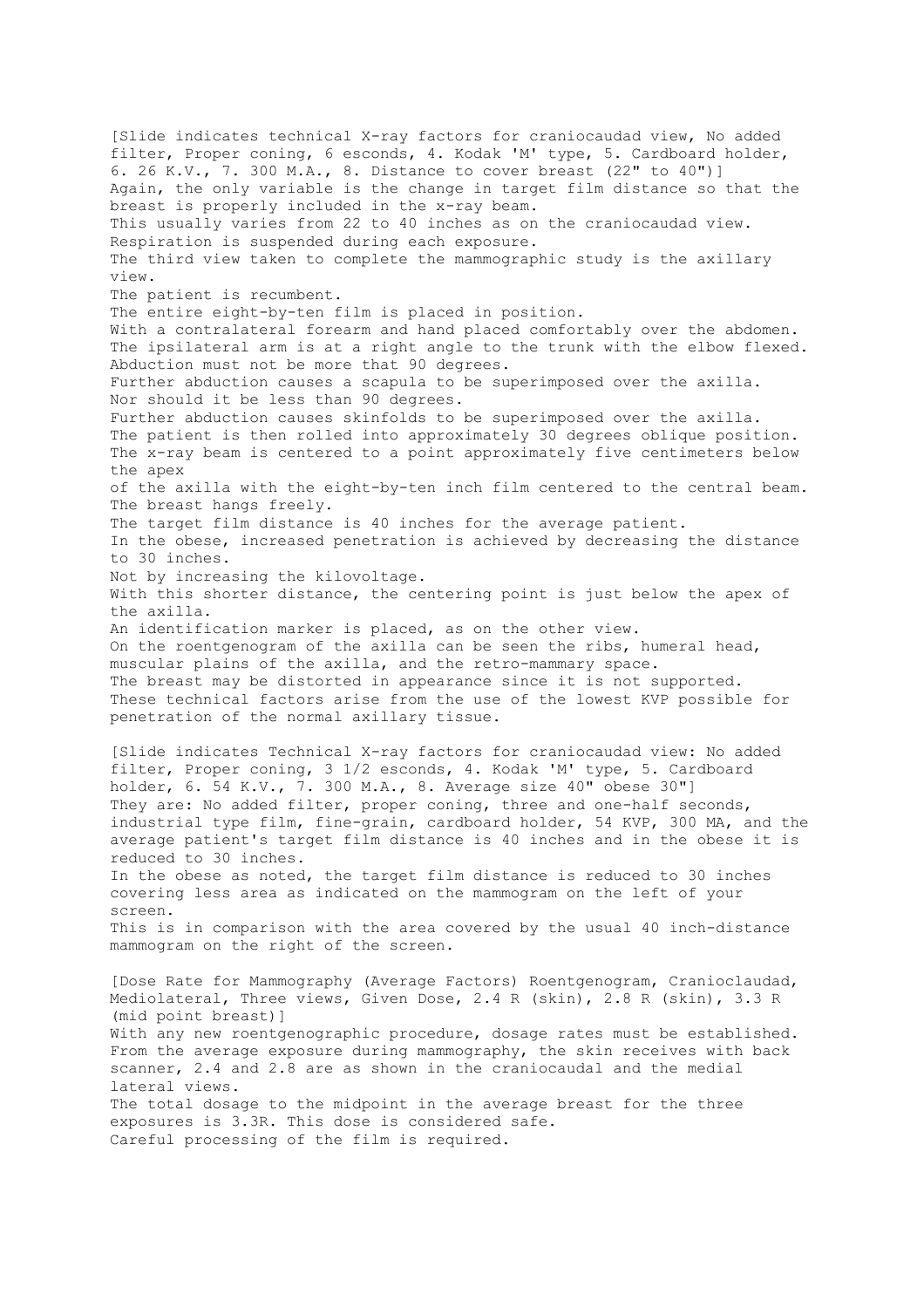[Slide indicates technical X-ray factors for craniocaudad view, No added filter, Proper coning, 6 esconds, 4. Kodak 'M' type, 5. Cardboard holder, 6. 26 K.V., 7. 300 M.A., 8. Distance to cover breast (22" to 40")]
Again, the only variable is the change in target film distance so that the breast is properly included in the x-ray beam.
This usually varies from 22 to 40 inches as on the craniocaudad view.
Respiration is suspended during each exposure.
The third view taken to complete the mammographic study is the axillary view.
The patient is recumbent.
The entire eight-by-ten film is placed in position.
With a contralateral forearm and hand placed comfortably over the abdomen.
The ipsilateral arm is at a right angle to the trunk with the elbow flexed.
Abduction must not be more that 90 degrees.
Further abduction causes a scapula to be superimposed over the axilla.
Nor should it be less than 90 degrees.
Further abduction causes skinfolds to be superimposed over the axilla.
The patient is then rolled into approximately 30 degrees oblique position.
The x-ray beam is centered to a point approximately five centimeters below the apex
of the axilla with the eight-by-ten inch film centered to the central beam.
The breast hangs freely.
The target film distance is 40 inches for the average patient.
In the obese, increased penetration is achieved by decreasing the distance to 30 inches.
Not by increasing the kilovoltage.
With this shorter distance, the centering point is just below the apex of the axilla.
An identification marker is placed, as on the other view.
On the roentgenogram of the axilla can be seen the ribs, humeral head, muscular plains of the axilla, and the retro-mammary space.
The breast may be distorted in appearance since it is not supported.
These technical factors arise from the use of the lowest KVP possible for penetration of the normal axillary tissue.

[Slide indicates Technical X-ray factors for craniocaudad view: No added filter, Proper coning, 3 1/2 esconds, 4. Kodak 'M' type, 5. Cardboard holder, 6. 54 K.V., 7. 300 M.A., 8. Average size 40" obese 30"]
They are: No added filter, proper coning, three and one-half seconds, industrial type film, fine-grain, cardboard holder, 54 KVP, 300 MA, and the average patient's target film distance is 40 inches and in the obese it is reduced to 30 inches.
In the obese as noted, the target film distance is reduced to 30 inches covering less area as indicated on the mammogram on the left of your screen.
This is in comparison with the area covered by the usual 40 inch-distance mammogram on the right of the screen.

[Dose Rate for Mammography (Average Factors) Roentgenogram, Cranioclaudad, Mediolateral, Three views, Given Dose, 2.4 R (skin), 2.8 R (skin), 3.3 R (mid point breast)]
With any new roentgenographic procedure, dosage rates must be established.
From the average exposure during mammography, the skin receives with back scanner, 2.4 and 2.8 are as shown in the craniocaudal and the medial lateral views.
The total dosage to the midpoint in the average breast for the three exposures is 3.3R. This dose is considered safe.
Careful processing of the film is required.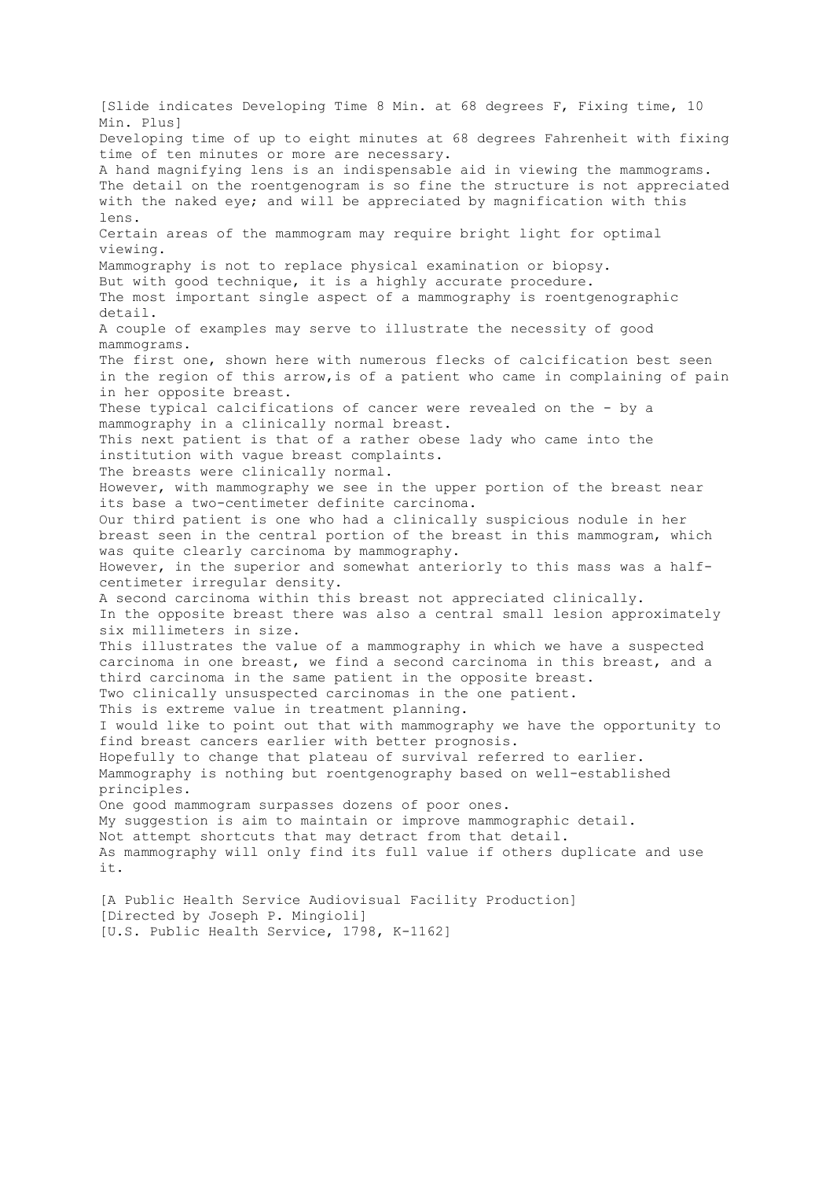[Slide indicates Developing Time 8 Min. at 68 degrees F, Fixing time, 10 Min. Plus]

Developing time of up to eight minutes at 68 degrees Fahrenheit with fixing time of ten minutes or more are necessary.

A hand magnifying lens is an indispensable aid in viewing the mammograms.

The detail on the roentgenogram is so fine the structure is not appreciated with the naked eye; and will be appreciated by magnification with this lens.

Certain areas of the mammogram may require bright light for optimal viewing.

Mammography is not to replace physical examination or biopsy.

But with good technique, it is a highly accurate procedure.

The most important single aspect of a mammography is roentgenographic detail.

A couple of examples may serve to illustrate the necessity of good mammograms.

The first one, shown here with numerous flecks of calcification best seen in the region of this arrow,is of a patient who came in complaining of pain in her opposite breast.

These typical calcifications of cancer were revealed on the - by a mammography in a clinically normal breast.

This next patient is that of a rather obese lady who came into the institution with vague breast complaints.

The breasts were clinically normal.

However, with mammography we see in the upper portion of the breast near its base a two-centimeter definite carcinoma.

Our third patient is one who had a clinically suspicious nodule in her breast seen in the central portion of the breast in this mammogram, which was quite clearly carcinoma by mammography.

However, in the superior and somewhat anteriorly to this mass was a half-centimeter irregular density.

A second carcinoma within this breast not appreciated clinically.

In the opposite breast there was also a central small lesion approximately six millimeters in size.

This illustrates the value of a mammography in which we have a suspected carcinoma in one breast, we find a second carcinoma in this breast, and a third carcinoma in the same patient in the opposite breast.

Two clinically unsuspected carcinomas in the one patient.

This is extreme value in treatment planning.

I would like to point out that with mammography we have the opportunity to find breast cancers earlier with better prognosis.

Hopefully to change that plateau of survival referred to earlier.

Mammography is nothing but roentgenography based on well-established principles.

One good mammogram surpasses dozens of poor ones.

My suggestion is aim to maintain or improve mammographic detail.

Not attempt shortcuts that may detract from that detail.

As mammography will only find its full value if others duplicate and use it.

[A Public Health Service Audiovisual Facility Production]

[Directed by Joseph P. Mingioli]

[U.S. Public Health Service, 1798, K-1162]